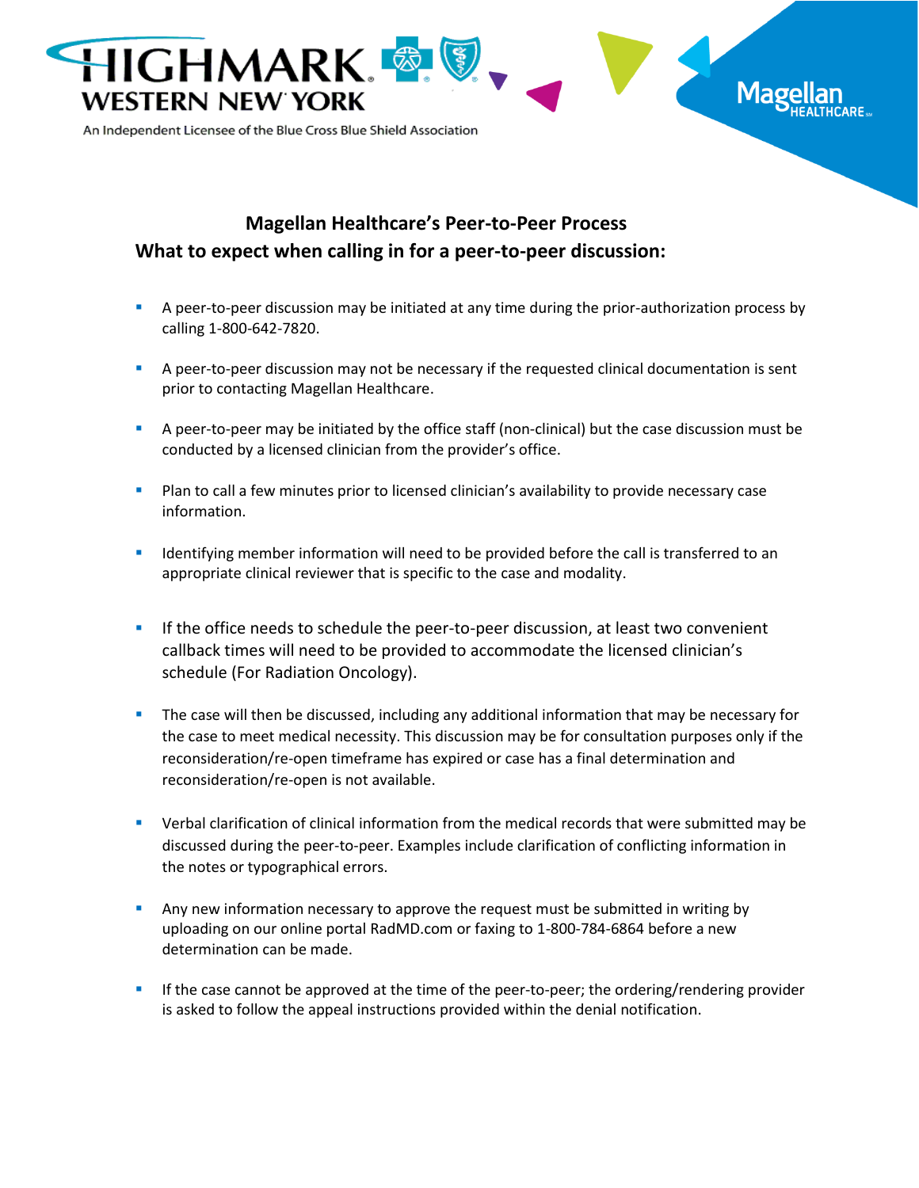HIGHMARK WESTERN NEW YORK

An Independent Licensee of the Blue Cross Blue Shield Association

Magellan HEALTHCARE

## Magellan Healthcare's Peer-to-Peer Process
## What to expect when calling in for a peer-to-peer discussion:

- A peer-to-peer discussion may be initiated at any time during the prior-authorization process by calling 1-800-642-7820.
- A peer-to-peer discussion may not be necessary if the requested clinical documentation is sent prior to contacting Magellan Healthcare.
- A peer-to-peer may be initiated by the office staff (non-clinical) but the case discussion must be conducted by a licensed clinician from the provider's office.
- Plan to call a few minutes prior to licensed clinician's availability to provide necessary case information.
- Identifying member information will need to be provided before the call is transferred to an appropriate clinical reviewer that is specific to the case and modality.
- If the office needs to schedule the peer-to-peer discussion, at least two convenient callback times will need to be provided to accommodate the licensed clinician's schedule (For Radiation Oncology).
- The case will then be discussed, including any additional information that may be necessary for the case to meet medical necessity. This discussion may be for consultation purposes only if the reconsideration/re-open timeframe has expired or case has a final determination and reconsideration/re-open is not available.
- Verbal clarification of clinical information from the medical records that were submitted may be discussed during the peer-to-peer. Examples include clarification of conflicting information in the notes or typographical errors.
- Any new information necessary to approve the request must be submitted in writing by uploading on our online portal RadMD.com or faxing to 1-800-784-6864 before a new determination can be made.
- If the case cannot be approved at the time of the peer-to-peer; the ordering/rendering provider is asked to follow the appeal instructions provided within the denial notification.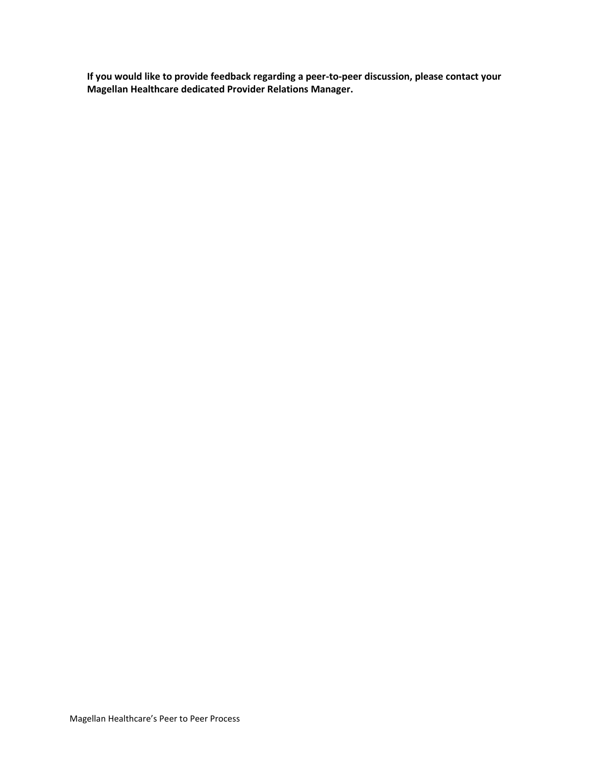**If you would like to provide feedback regarding a peer-to-peer discussion, please contact your Magellan Healthcare dedicated Provider Relations Manager.**